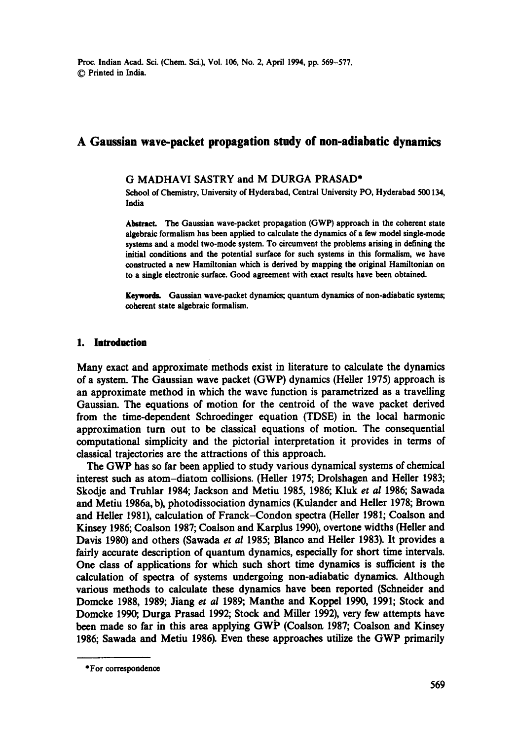# A Gaussian wave-packet propagation study of non-adiabatic dynamics

G MADHAVI SASTRY and M DURGA PRASAD*

School of Chemistry, University of Hyderabad, Central University PO, Hyderabad 500 134, India

**Abstract.** The Gaussian wave-packet propagation (GWP) approach in the coherent state algebraic formalism has been applied to calculate the dynamics of a few model single-mode systems and a model two-mode system. To circumvent the problems arising in defining the initial conditions and the potential surface for such systems in this formalism, we have constructed a new Hamiltonian which is derived by mapping the original Hamiltonian on to a single electronic surface. Good agreement with exact results have been obtained.

**Keywords.** Gaussian wave-packet dynamics; quantum dynamics of non-adiabatic systems; coherent state algebraic formalism.

## 1. Introduction

Many exact and approximate methods exist in literature to calculate the dynamics of a system. The Gaussian wave packet (GWP) dynamics (Heller 1975) approach is an approximate method in which the wave function is parametrized as a travelling Gaussian. The equations of motion for the centroid of the wave packet derived from the time-dependent Schroedinger equation (TDSE) in the local harmonic approximation turn out to be classical equations of motion. The consequential computational simplicity and the pictorial interpretation it provides in terms of classical trajectories are the attractions of this approach.

The GWP has so far been applied to study various dynamical systems of chemical interest such as atom–diatom collisions. (Heller 1975; Drolshagen and Heller 1983; Skodje and Truhlar 1984; Jackson and Metiu 1985, 1986; Kluk *et al* 1986; Sawada and Metiu 1986a, b), photodissociation dynamics (Kulander and Heller 1978; Brown and Heller 1981), calculation of Franck–Condon spectra (Heller 1981; Coalson and Kinsey 1986; Coalson 1987; Coalson and Karplus 1990), overtone widths (Heller and Davis 1980) and others (Sawada *et al* 1985; Blanco and Heller 1983). It provides a fairly accurate description of quantum dynamics, especially for short time intervals. One class of applications for which such short time dynamics is sufficient is the calculation of spectra of systems undergoing non-adiabatic dynamics. Although various methods to calculate these dynamics have been reported (Schneider and Domcke 1988, 1989; Jiang *et al* 1989; Manthe and Koppel 1990, 1991; Stock and Domcke 1990; Durga Prasad 1992; Stock and Miller 1992), very few attempts have been made so far in this area applying GWP (Coalson 1987; Coalson and Kinsey 1986; Sawada and Metiu 1986). Even these approaches utilize the GWP primarily

*For correspondence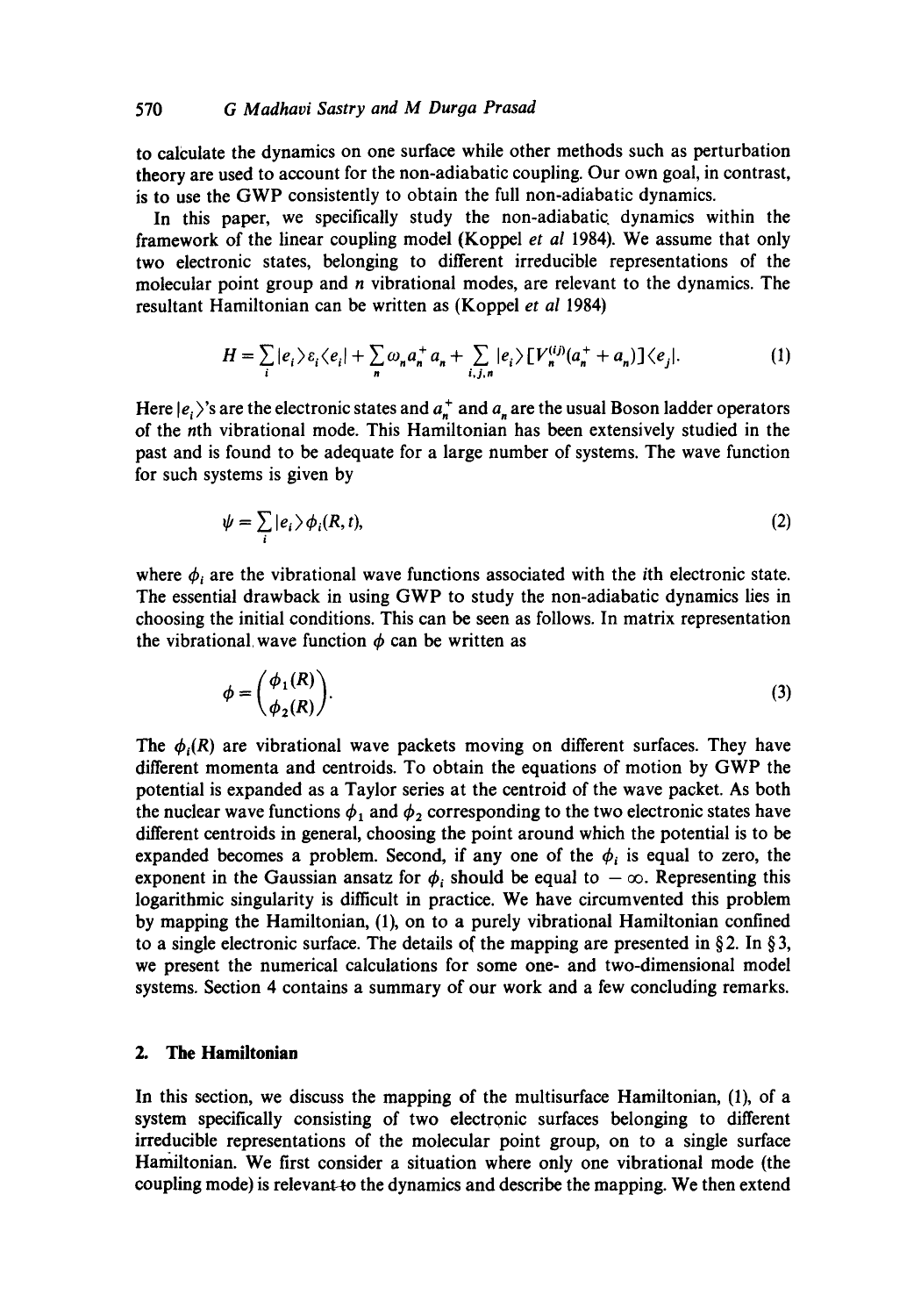to calculate the dynamics on one surface while other methods such as perturbation theory are used to account for the non-adiabatic coupling. Our own goal, in contrast, is to use the GWP consistently to obtain the full non-adiabatic dynamics.

In this paper, we specifically study the non-adiabatic dynamics within the framework of the linear coupling model (Koppel *et al* 1984). We assume that only two electronic states, belonging to different irreducible representations of the molecular point group and $n$ vibrational modes, are relevant to the dynamics. The resultant Hamiltonian can be written as (Koppel *et al* 1984)

$$H = \sum_i |e_i\rangle \varepsilon_i \langle e_i| + \sum_n \omega_n a_n^+ a_n + \sum_{i,j,n} |e_i\rangle [V_n^{(ij)}(a_n^+ + a_n)] \langle e_j|. \tag{1}$$

Here $|e_i\rangle$'s are the electronic states and $a_n^+$ and $a_n$ are the usual Boson ladder operators of the $n$th vibrational mode. This Hamiltonian has been extensively studied in the past and is found to be adequate for a large number of systems. The wave function for such systems is given by

$$\psi = \sum_i |e_i\rangle \phi_i(R, t), \tag{2}$$

where $\phi_i$ are the vibrational wave functions associated with the $i$th electronic state. The essential drawback in using GWP to study the non-adiabatic dynamics lies in choosing the initial conditions. This can be seen as follows. In matrix representation the vibrational wave function $\phi$ can be written as

$$\phi = \begin{pmatrix} \phi_1(R) \\ \phi_2(R) \end{pmatrix}. \tag{3}$$

The $\phi_i(R)$ are vibrational wave packets moving on different surfaces. They have different momenta and centroids. To obtain the equations of motion by GWP the potential is expanded as a Taylor series at the centroid of the wave packet. As both the nuclear wave functions $\phi_1$ and $\phi_2$ corresponding to the two electronic states have different centroids in general, choosing the point around which the potential is to be expanded becomes a problem. Second, if any one of the $\phi_i$ is equal to zero, the exponent in the Gaussian ansatz for $\phi_i$ should be equal to $-\infty$. Representing this logarithmic singularity is difficult in practice. We have circumvented this problem by mapping the Hamiltonian, (1), on to a purely vibrational Hamiltonian confined to a single electronic surface. The details of the mapping are presented in § 2. In § 3, we present the numerical calculations for some one- and two-dimensional model systems. Section 4 contains a summary of our work and a few concluding remarks.

## 2. The Hamiltonian

In this section, we discuss the mapping of the multisurface Hamiltonian, (1), of a system specifically consisting of two electronic surfaces belonging to different irreducible representations of the molecular point group, on to a single surface Hamiltonian. We first consider a situation where only one vibrational mode (the coupling mode) is relevant to the dynamics and describe the mapping. We then extend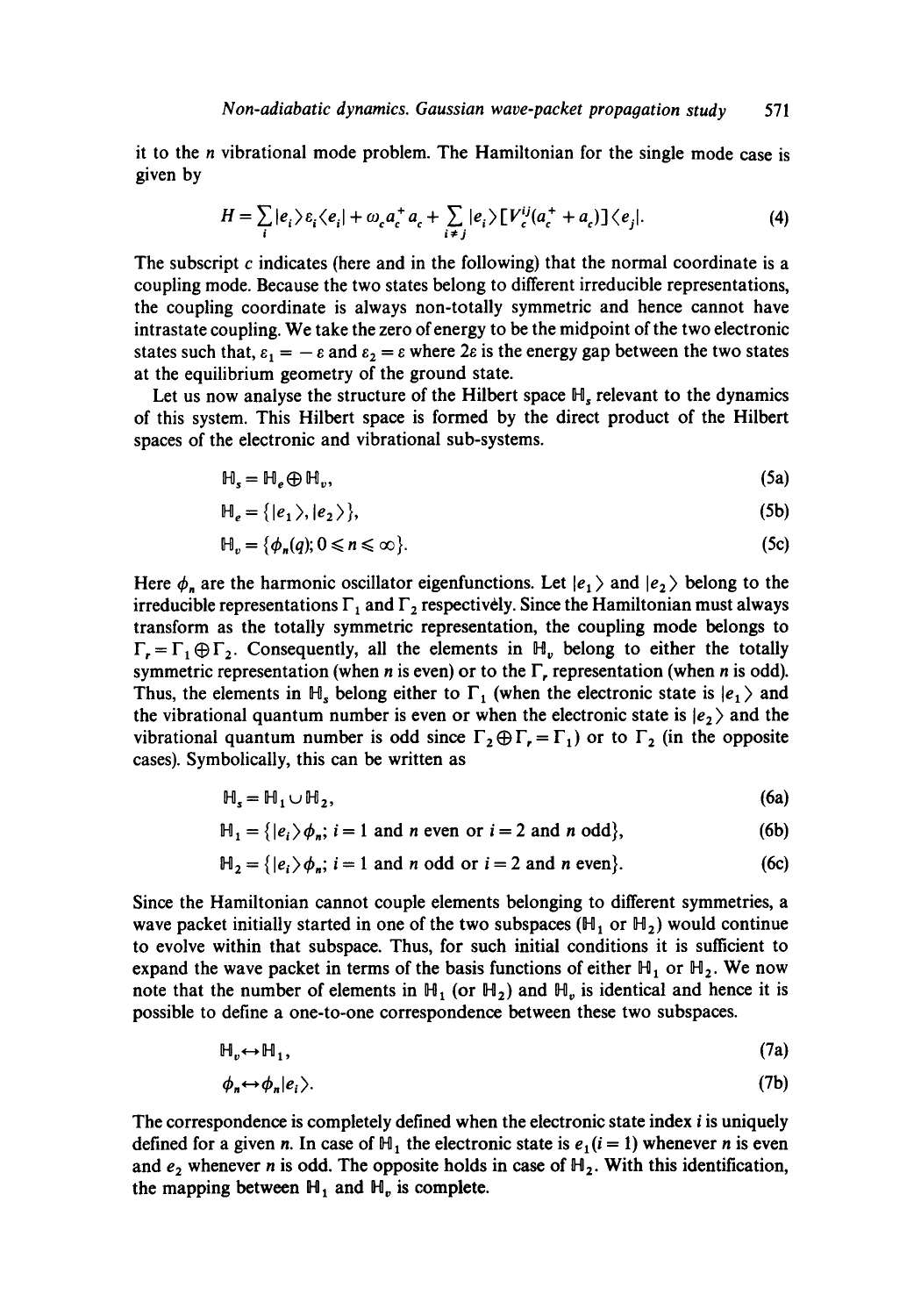it to the $n$ vibrational mode problem. The Hamiltonian for the single mode case is given by

$$H = \sum_i |e_i\rangle \varepsilon_i \langle e_i| + \omega_c a_c^+ a_c + \sum_{i \neq j} |e_i\rangle [V_c^{ij}(a_c^+ + a_c)] \langle e_j|. \tag{4}$$

The subscript $c$ indicates (here and in the following) that the normal coordinate is a coupling mode. Because the two states belong to different irreducible representations, the coupling coordinate is always non-totally symmetric and hence cannot have intrastate coupling. We take the zero of energy to be the midpoint of the two electronic states such that, $\varepsilon_1 = -\varepsilon$ and $\varepsilon_2 = \varepsilon$ where $2\varepsilon$ is the energy gap between the two states at the equilibrium geometry of the ground state.

Let us now analyse the structure of the Hilbert space $\mathbb{H}_s$ relevant to the dynamics of this system. This Hilbert space is formed by the direct product of the Hilbert spaces of the electronic and vibrational sub-systems.

$$\mathbb{H}_s = \mathbb{H}_e \oplus \mathbb{H}_v, \tag{5a}$$

$$\mathbb{H}_e = \{|e_1\rangle, |e_2\rangle\}, \tag{5b}$$

$$\mathbb{H}_v = \{\phi_n(q); 0 \leqslant n \leqslant \infty\}. \tag{5c}$$

Here $\phi_n$ are the harmonic oscillator eigenfunctions. Let $|e_1\rangle$ and $|e_2\rangle$ belong to the irreducible representations $\Gamma_1$ and $\Gamma_2$ respectively. Since the Hamiltonian must always transform as the totally symmetric representation, the coupling mode belongs to $\Gamma_r = \Gamma_1 \oplus \Gamma_2$. Consequently, all the elements in $\mathbb{H}_v$ belong to either the totally symmetric representation (when $n$ is even) or to the $\Gamma_r$ representation (when $n$ is odd). Thus, the elements in $\mathbb{H}_s$ belong either to $\Gamma_1$ (when the electronic state is $|e_1\rangle$ and the vibrational quantum number is even or when the electronic state is $|e_2\rangle$ and the vibrational quantum number is odd since $\Gamma_2 \oplus \Gamma_r = \Gamma_1$) or to $\Gamma_2$ (in the opposite cases). Symbolically, this can be written as

$$\mathbb{H}_s = \mathbb{H}_1 \cup \mathbb{H}_2, \tag{6a}$$

$$\mathbb{H}_1 = \{|e_i\rangle \phi_n;\ i = 1 \text{ and } n \text{ even or } i = 2 \text{ and } n \text{ odd}\}, \tag{6b}$$

$$\mathbb{H}_2 = \{|e_i\rangle \phi_n;\ i = 1 \text{ and } n \text{ odd or } i = 2 \text{ and } n \text{ even}\}. \tag{6c}$$

Since the Hamiltonian cannot couple elements belonging to different symmetries, a wave packet initially started in one of the two subspaces ($\mathbb{H}_1$ or $\mathbb{H}_2$) would continue to evolve within that subspace. Thus, for such initial conditions it is sufficient to expand the wave packet in terms of the basis functions of either $\mathbb{H}_1$ or $\mathbb{H}_2$. We now note that the number of elements in $\mathbb{H}_1$ (or $\mathbb{H}_2$) and $\mathbb{H}_v$ is identical and hence it is possible to define a one-to-one correspondence between these two subspaces.

$$\mathbb{H}_v \leftrightarrow \mathbb{H}_1, \tag{7a}$$

$$\phi_n \leftrightarrow \phi_n |e_i\rangle. \tag{7b}$$

The correspondence is completely defined when the electronic state index $i$ is uniquely defined for a given $n$. In case of $\mathbb{H}_1$ the electronic state is $e_1 (i = 1)$ whenever $n$ is even and $e_2$ whenever $n$ is odd. The opposite holds in case of $\mathbb{H}_2$. With this identification, the mapping between $\mathbb{H}_1$ and $\mathbb{H}_v$ is complete.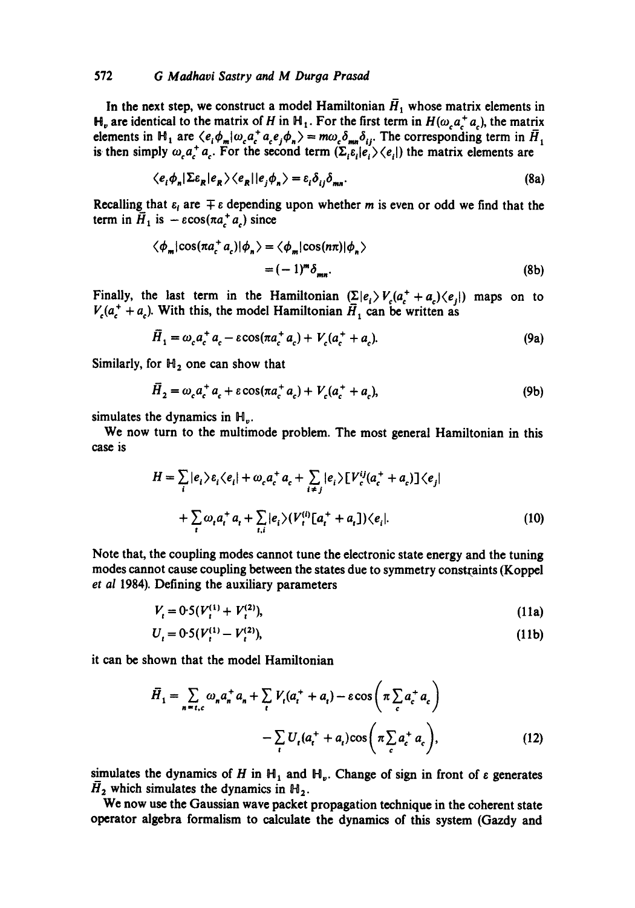In the next step, we construct a model Hamiltonian $\bar{H}_1$ whose matrix elements in $\mathbb{H}_v$ are identical to the matrix of $H$ in $\mathbb{H}_1$. For the first term in $H(\omega_c a_c^+ a_c)$, the matrix elements in $\mathbb{H}_1$ are $\langle e_i \phi_m | \omega_c a_c^+ a_c e_j \phi_n \rangle = m\omega_c \delta_{mn} \delta_{ij}$. The corresponding term in $\bar{H}_1$ is then simply $\omega_c a_c^+ a_c$. For the second term $(\Sigma_i \varepsilon_i | e_i \rangle \langle e_i |)$ the matrix elements are

$$\langle e_i \phi_n | \Sigma \varepsilon_R | e_R \rangle \langle e_R | | e_j \phi_n \rangle = \varepsilon_i \delta_{ij} \delta_{mn}. \tag{8a}$$

Recalling that $\varepsilon_i$ are $\mp \varepsilon$ depending upon whether $m$ is even or odd we find that the term in $\bar{H}_1$ is $-\varepsilon \cos(\pi a_c^+ a_c)$ since

$$\begin{aligned}\langle \phi_m | \cos(\pi a_c^+ a_c) | \phi_n \rangle &= \langle \phi_m | \cos(n\pi) | \phi_n \rangle \\ &= (-1)^m \delta_{mn}.\end{aligned} \tag{8b}$$

Finally, the last term in the Hamiltonian $(\Sigma | e_i \rangle V_c (a_c^+ + a_c) \langle e_j |)$ maps on to $V_c (a_c^+ + a_c)$. With this, the model Hamiltonian $\bar{H}_1$ can be written as

$$\bar{H}_1 = \omega_c a_c^+ a_c - \varepsilon \cos(\pi a_c^+ a_c) + V_c (a_c^+ + a_c). \tag{9a}$$

Similarly, for $\mathbb{H}_2$ one can show that

$$\bar{H}_2 = \omega_c a_c^+ a_c + \varepsilon \cos(\pi a_c^+ a_c) + V_c (a_c^+ + a_c), \tag{9b}$$

simulates the dynamics in $\mathbb{H}_v$.

We now turn to the multimode problem. The most general Hamiltonian in this case is

$$\begin{aligned}H = \sum_i | e_i \rangle \varepsilon_i \langle e_i | + \omega_c a_c^+ a_c + \sum_{i \neq j} | e_i \rangle [V_c^{ij} (a_c^+ + a_c)] \langle e_j | \\ + \sum_t \omega_t a_t^+ a_t + \sum_{t,i} | e_i \rangle (V_t^{(i)} [a_t^+ + a_t]) \langle e_i |.\end{aligned} \tag{10}$$

Note that, the coupling modes cannot tune the electronic state energy and the tuning modes cannot cause coupling between the states due to symmetry constraints (Koppel *et al* 1984). Defining the auxiliary parameters

$$V_t = 0{\cdot}5 (V_t^{(1)} + V_t^{(2)}), \tag{11a}$$

$$U_t = 0{\cdot}5 (V_t^{(1)} - V_t^{(2)}), \tag{11b}$$

it can be shown that the model Hamiltonian

$$\begin{aligned}\bar{H}_1 = \sum_{n=t,c} \omega_n a_n^+ a_n + \sum_t V_t (a_t^+ + a_t) - \varepsilon \cos\left(\pi \sum_c a_c^+ a_c\right) \\ - \sum_t U_t (a_t^+ + a_t) \cos\left(\pi \sum_c a_c^+ a_c\right),\end{aligned} \tag{12}$$

simulates the dynamics of $H$ in $\mathbb{H}_1$ and $\mathbb{H}_v$. Change of sign in front of $\varepsilon$ generates $\bar{H}_2$ which simulates the dynamics in $\mathbb{H}_2$.

We now use the Gaussian wave packet propagation technique in the coherent state operator algebra formalism to calculate the dynamics of this system (Gazdy and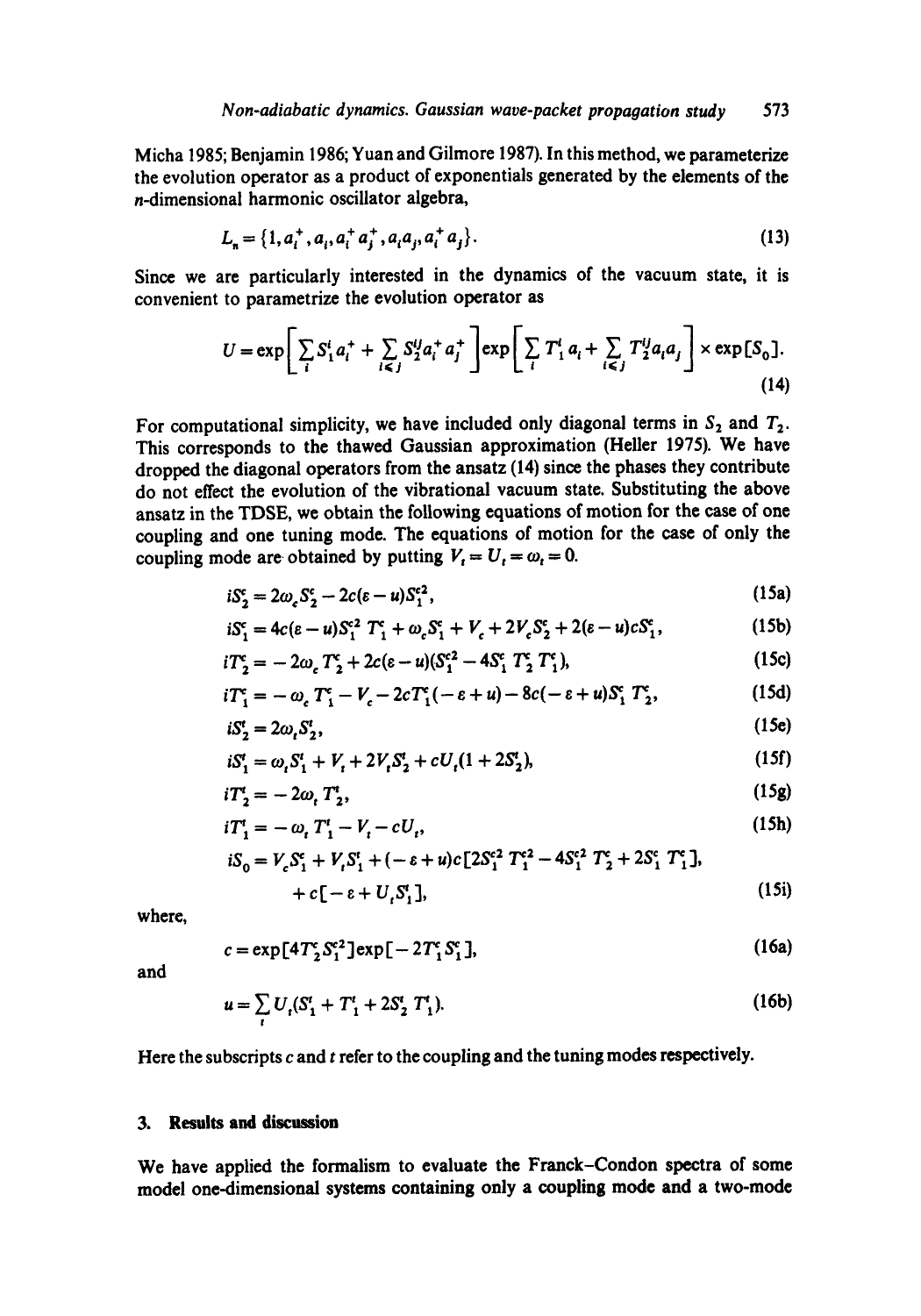Micha 1985; Benjamin 1986; Yuan and Gilmore 1987). In this method, we parameterize the evolution operator as a product of exponentials generated by the elements of the $n$-dimensional harmonic oscillator algebra,

$$L_n = \{1, a_i^+, a_i, a_i^+ a_j^+, a_i a_j, a_i^+ a_j\}. \tag{13}$$

Since we are particularly interested in the dynamics of the vacuum state, it is convenient to parametrize the evolution operator as

$$U = \exp\left[\sum_i S_1^i a_i^+ + \sum_{i \leq j} S_2^{ij} a_i^+ a_j^+\right] \exp\left[\sum_i T_1^i a_i + \sum_{i \leq j} T_2^{ij} a_i a_j\right] \times \exp[S_0]. \tag{14}$$

For computational simplicity, we have included only diagonal terms in $S_2$ and $T_2$. This corresponds to the thawed Gaussian approximation (Heller 1975). We have dropped the diagonal operators from the ansatz (14) since the phases they contribute do not effect the evolution of the vibrational vacuum state. Substituting the above ansatz in the TDSE, we obtain the following equations of motion for the case of one coupling and one tuning mode. The equations of motion for the case of only the coupling mode are obtained by putting $V_t = U_t = \omega_t = 0$.

$$i\dot{S}_2^c = 2\omega_c S_2^c - 2c(\varepsilon - u) S_1^{c2}, \tag{15a}$$

$$i\dot{S}_1^c = 4c(\varepsilon - u) S_1^{c2} T_1^c + \omega_c S_1^c + V_c + 2V_c S_2^c + 2(\varepsilon - u) c S_1^c, \tag{15b}$$

$$i\dot{T}_2^c = -2\omega_c T_2^c + 2c(\varepsilon - u)(S_1^{c2} - 4S_1^c T_2^c T_1^c), \tag{15c}$$

$$i\dot{T}_1^c = -\omega_c T_1^c - V_c - 2cT_1^c(-\varepsilon + u) - 8c(-\varepsilon + u) S_1^c T_2^c, \tag{15d}$$

$$i\dot{S}_2^t = 2\omega_t S_2^t, \tag{15e}$$

$$i\dot{S}_1^t = \omega_t S_1^t + V_t + 2V_t S_2^t + cU_t(1 + 2S_2^t), \tag{15f}$$

$$i\dot{T}_2^t = -2\omega_t T_2^t, \tag{15g}$$

$$i\dot{T}_1^t = -\omega_t T_1^t - V_t - cU_t, \tag{15h}$$

$$i\dot{S}_0 = V_c S_1^c + V_t S_1^t + (-\varepsilon + u)c[2S_1^{c2} T_1^{c2} - 4S_1^{c2} T_2^c + 2S_1^c T_1^c], + c[-\varepsilon + U_t S_1^t], \tag{15i}$$

where,

$$c = \exp[4T_2^c S_1^{c2}] \exp[-2T_1^c S_1^c], \tag{16a}$$

and

$$u = \sum_t U_t(S_1^t + T_1^t + 2S_2^t T_1^t). \tag{16b}$$

Here the subscripts $c$ and $t$ refer to the coupling and the tuning modes respectively.

## 3. Results and discussion

We have applied the formalism to evaluate the Franck–Condon spectra of some model one-dimensional systems containing only a coupling mode and a two-mode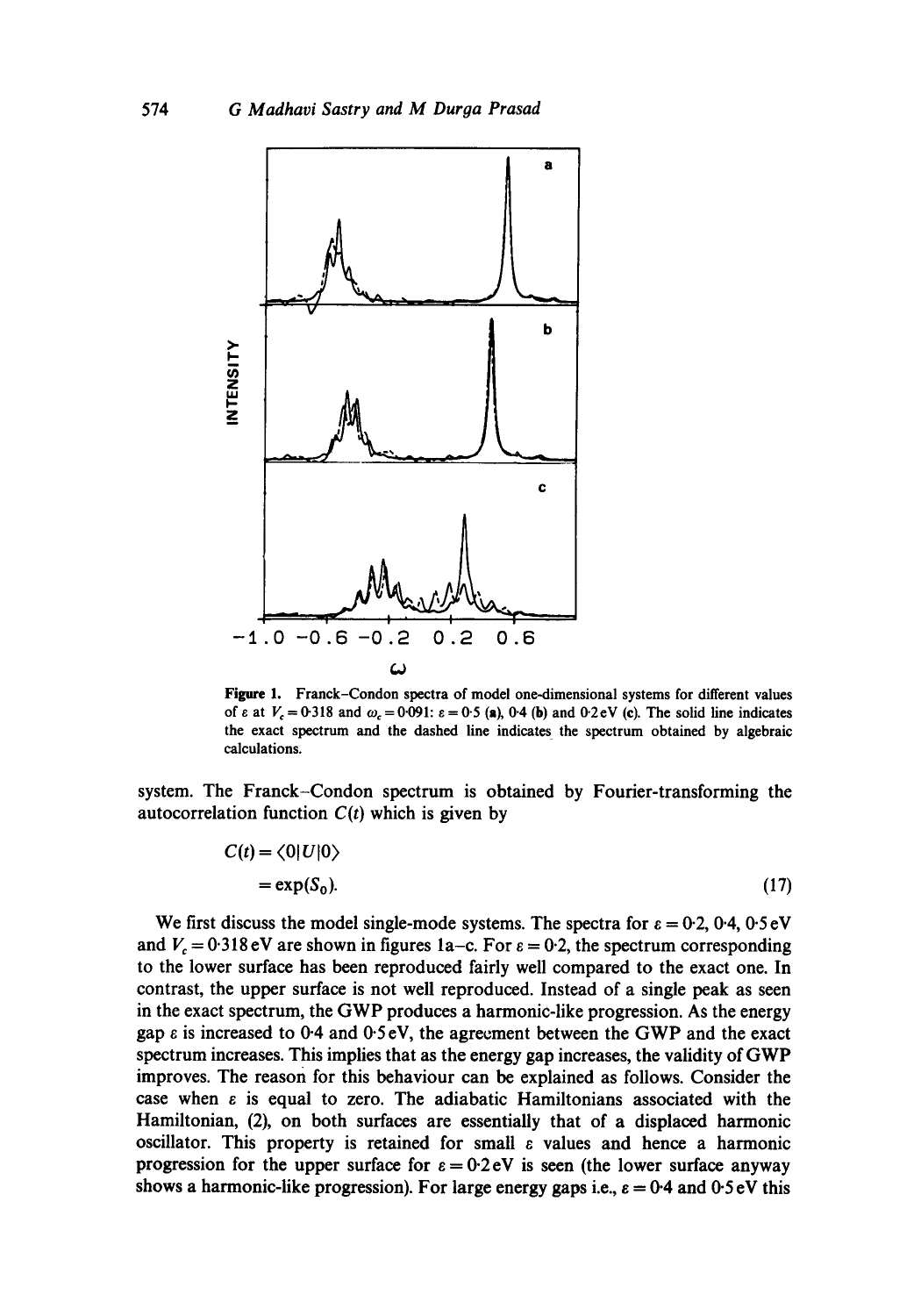Figure 1. Franck–Condon spectra of model one-dimensional systems for different values of $\varepsilon$ at $V_c = 0.318$ and $\omega_c = 0.091$: $\varepsilon = 0.5$ (a), 0.4 (b) and 0.2 eV (c). The solid line indicates the exact spectrum and the dashed line indicates the spectrum obtained by algebraic calculations.

system. The Franck–Condon spectrum is obtained by Fourier-transforming the autocorrelation function $C(t)$ which is given by

$$
\begin{aligned}
C(t) &= \langle 0|U|0\rangle \\
&= \exp(S_0).
\end{aligned} \tag{17}
$$

We first discuss the model single-mode systems. The spectra for $\varepsilon = 0.2$, 0.4, 0.5 eV and $V_c = 0.318$ eV are shown in figures 1a–c. For $\varepsilon = 0.2$, the spectrum corresponding to the lower surface has been reproduced fairly well compared to the exact one. In contrast, the upper surface is not well reproduced. Instead of a single peak as seen in the exact spectrum, the GWP produces a harmonic-like progression. As the energy gap $\varepsilon$ is increased to 0.4 and 0.5 eV, the agreement between the GWP and the exact spectrum increases. This implies that as the energy gap increases, the validity of GWP improves. The reason for this behaviour can be explained as follows. Consider the case when $\varepsilon$ is equal to zero. The adiabatic Hamiltonians associated with the Hamiltonian, (2), on both surfaces are essentially that of a displaced harmonic oscillator. This property is retained for small $\varepsilon$ values and hence a harmonic progression for the upper surface for $\varepsilon = 0.2$ eV is seen (the lower surface anyway shows a harmonic-like progression). For large energy gaps i.e., $\varepsilon = 0.4$ and 0.5 eV this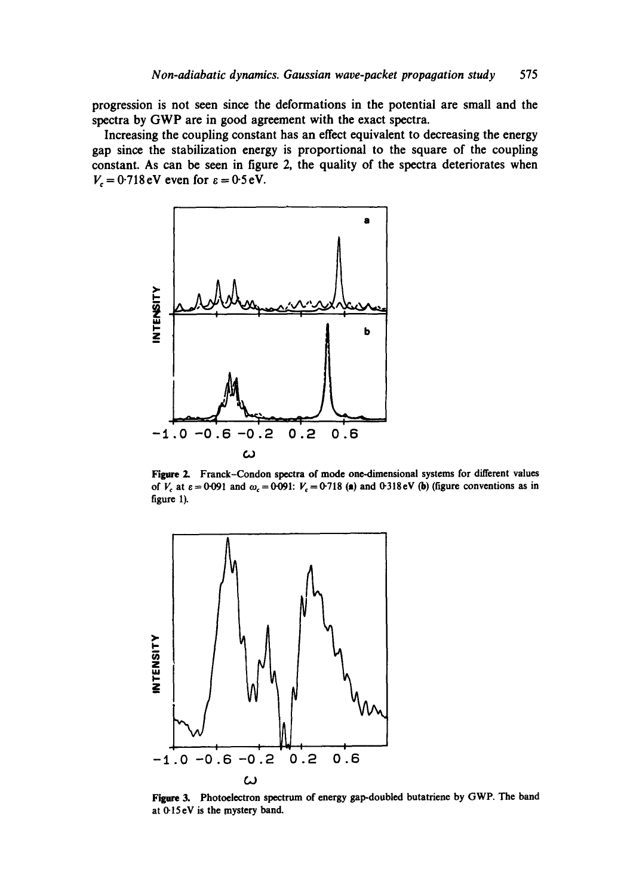progression is not seen since the deformations in the potential are small and the spectra by GWP are in good agreement with the exact spectra.

Increasing the coupling constant has an effect equivalent to decreasing the energy gap since the stabilization energy is proportional to the square of the coupling constant. As can be seen in figure 2, the quality of the spectra deteriorates when $V_c = 0{\cdot}718\,\text{eV}$ even for $\varepsilon = 0{\cdot}5\,\text{eV}$.

**Figure 2.** Franck–Condon spectra of mode one-dimensional systems for different values of $V_c$ at $\varepsilon = 0{\cdot}091$ and $\omega_c = 0{\cdot}091$: $V_c = 0{\cdot}718$ (**a**) and $0{\cdot}318\,\text{eV}$ (**b**) (figure conventions as in figure 1).

**Figure 3.** Photoelectron spectrum of energy gap-doubled butatriene by GWP. The band at $0{\cdot}15\,\text{eV}$ is the mystery band.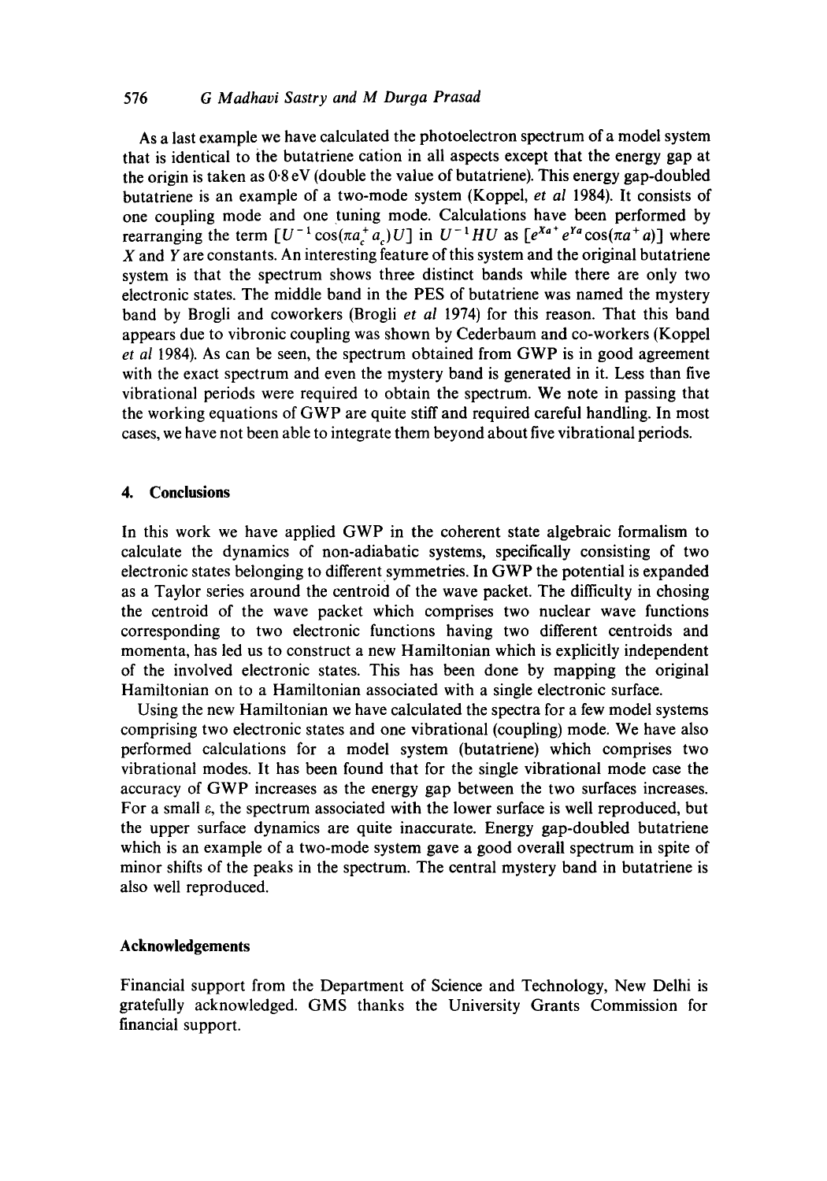As a last example we have calculated the photoelectron spectrum of a model system that is identical to the butatriene cation in all aspects except that the energy gap at the origin is taken as 0·8 eV (double the value of butatriene). This energy gap-doubled butatriene is an example of a two-mode system (Koppel, *et al* 1984). It consists of one coupling mode and one tuning mode. Calculations have been performed by rearranging the term $[U^{-1}\cos(\pi a_c^+ a_c)U]$ in $U^{-1}HU$ as $[e^{Xa^+}e^{Ya}\cos(\pi a^+ a)]$ where $X$ and $Y$ are constants. An interesting feature of this system and the original butatriene system is that the spectrum shows three distinct bands while there are only two electronic states. The middle band in the PES of butatriene was named the mystery band by Brogli and coworkers (Brogli *et al* 1974) for this reason. That this band appears due to vibronic coupling was shown by Cederbaum and co-workers (Koppel *et al* 1984). As can be seen, the spectrum obtained from GWP is in good agreement with the exact spectrum and even the mystery band is generated in it. Less than five vibrational periods were required to obtain the spectrum. We note in passing that the working equations of GWP are quite stiff and required careful handling. In most cases, we have not been able to integrate them beyond about five vibrational periods.

## 4. Conclusions

In this work we have applied GWP in the coherent state algebraic formalism to calculate the dynamics of non-adiabatic systems, specifically consisting of two electronic states belonging to different symmetries. In GWP the potential is expanded as a Taylor series around the centroid of the wave packet. The difficulty in chosing the centroid of the wave packet which comprises two nuclear wave functions corresponding to two electronic functions having two different centroids and momenta, has led us to construct a new Hamiltonian which is explicitly independent of the involved electronic states. This has been done by mapping the original Hamiltonian on to a Hamiltonian associated with a single electronic surface.

Using the new Hamiltonian we have calculated the spectra for a few model systems comprising two electronic states and one vibrational (coupling) mode. We have also performed calculations for a model system (butatriene) which comprises two vibrational modes. It has been found that for the single vibrational mode case the accuracy of GWP increases as the energy gap between the two surfaces increases. For a small $\varepsilon$, the spectrum associated with the lower surface is well reproduced, but the upper surface dynamics are quite inaccurate. Energy gap-doubled butatriene which is an example of a two-mode system gave a good overall spectrum in spite of minor shifts of the peaks in the spectrum. The central mystery band in butatriene is also well reproduced.

## Acknowledgements

Financial support from the Department of Science and Technology, New Delhi is gratefully acknowledged. GMS thanks the University Grants Commission for financial support.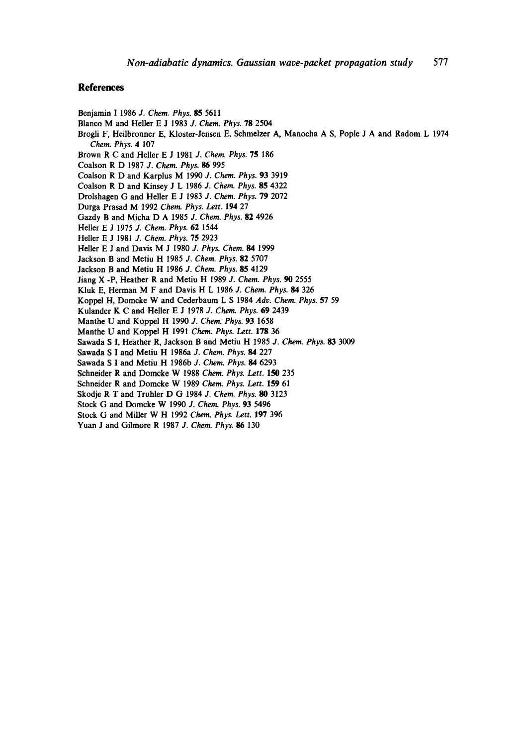## References

Benjamin I 1986 *J. Chem. Phys.* **85** 5611

Blanco M and Heller E J 1983 *J. Chem. Phys.* **78** 2504

Brogli F, Heilbronner E, Kloster-Jensen E, Schmelzer A, Manocha A S, Pople J A and Radom L 1974 *Chem. Phys.* **4** 107

Brown R C and Heller E J 1981 *J. Chem. Phys.* **75** 186

Coalson R D 1987 *J. Chem. Phys.* **86** 995

Coalson R D and Karplus M 1990 *J. Chem. Phys.* **93** 3919

Coalson R D and Kinsey J L 1986 *J. Chem. Phys.* **85** 4322

Drolshagen G and Heller E J 1983 *J. Chem. Phys.* **79** 2072

Durga Prasad M 1992 *Chem. Phys. Lett.* **194** 27

Gazdy B and Micha D A 1985 *J. Chem. Phys.* **82** 4926

Heller E J 1975 *J. Chem. Phys.* **62** 1544

Heller E J 1981 *J. Chem. Phys.* **75** 2923

Heller E J and Davis M J 1980 *J. Phys. Chem.* **84** 1999

Jackson B and Metiu H 1985 *J. Chem. Phys.* **82** 5707

Jackson B and Metiu H 1986 *J. Chem. Phys.* **85** 4129

Jiang X -P, Heather R and Metiu H 1989 *J. Chem. Phys.* **90** 2555

Kluk E, Herman M F and Davis H L 1986 *J. Chem. Phys.* **84** 326

Koppel H, Domcke W and Cederbaum L S 1984 *Adv. Chem. Phys.* **57** 59

Kulander K C and Heller E J 1978 *J. Chem. Phys.* **69** 2439

Manthe U and Koppel H 1990 *J. Chem. Phys.* **93** 1658

Manthe U and Koppel H 1991 *Chem. Phys. Lett.* **178** 36

Sawada S I, Heather R, Jackson B and Metiu H 1985 *J. Chem. Phys.* **83** 3009

Sawada S I and Metiu H 1986a *J. Chem. Phys.* **84** 227

Sawada S I and Metiu H 1986b *J. Chem. Phys.* **84** 6293

Schneider R and Domcke W 1988 *Chem. Phys. Lett.* **150** 235

Schneider R and Domcke W 1989 *Chem. Phys. Lett.* **159** 61

Skodje R T and Truhler D G 1984 *J. Chem. Phys.* **80** 3123

Stock G and Domcke W 1990 *J. Chem. Phys.* **93** 5496

Stock G and Miller W H 1992 *Chem. Phys. Lett.* **197** 396

Yuan J and Gilmore R 1987 *J. Chem. Phys.* **86** 130